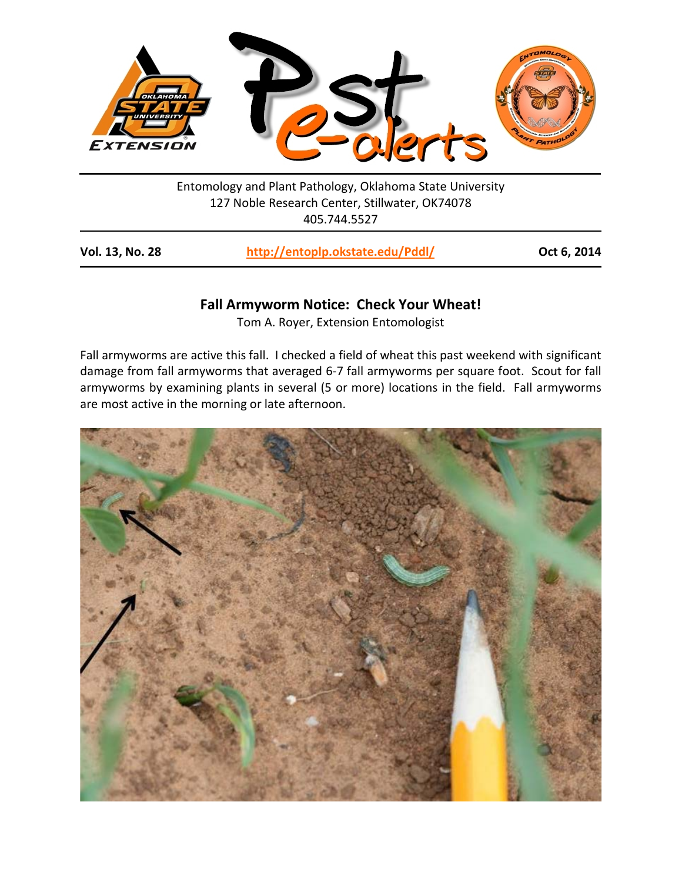Entomology and Plant Pathology, Oklahoma State University
127 Noble Research Center, Stillwater, OK74078
405.744.5527

**Vol. 13, No. 28** | **http://entoplp.okstate.edu/Pddl/** | **Oct 6, 2014**

## Fall Armyworm Notice: Check Your Wheat!

Tom A. Royer, Extension Entomologist

Fall armyworms are active this fall. I checked a field of wheat this past weekend with significant damage from fall armyworms that averaged 6-7 fall armyworms per square foot. Scout for fall armyworms by examining plants in several (5 or more) locations in the field. Fall armyworms are most active in the morning or late afternoon.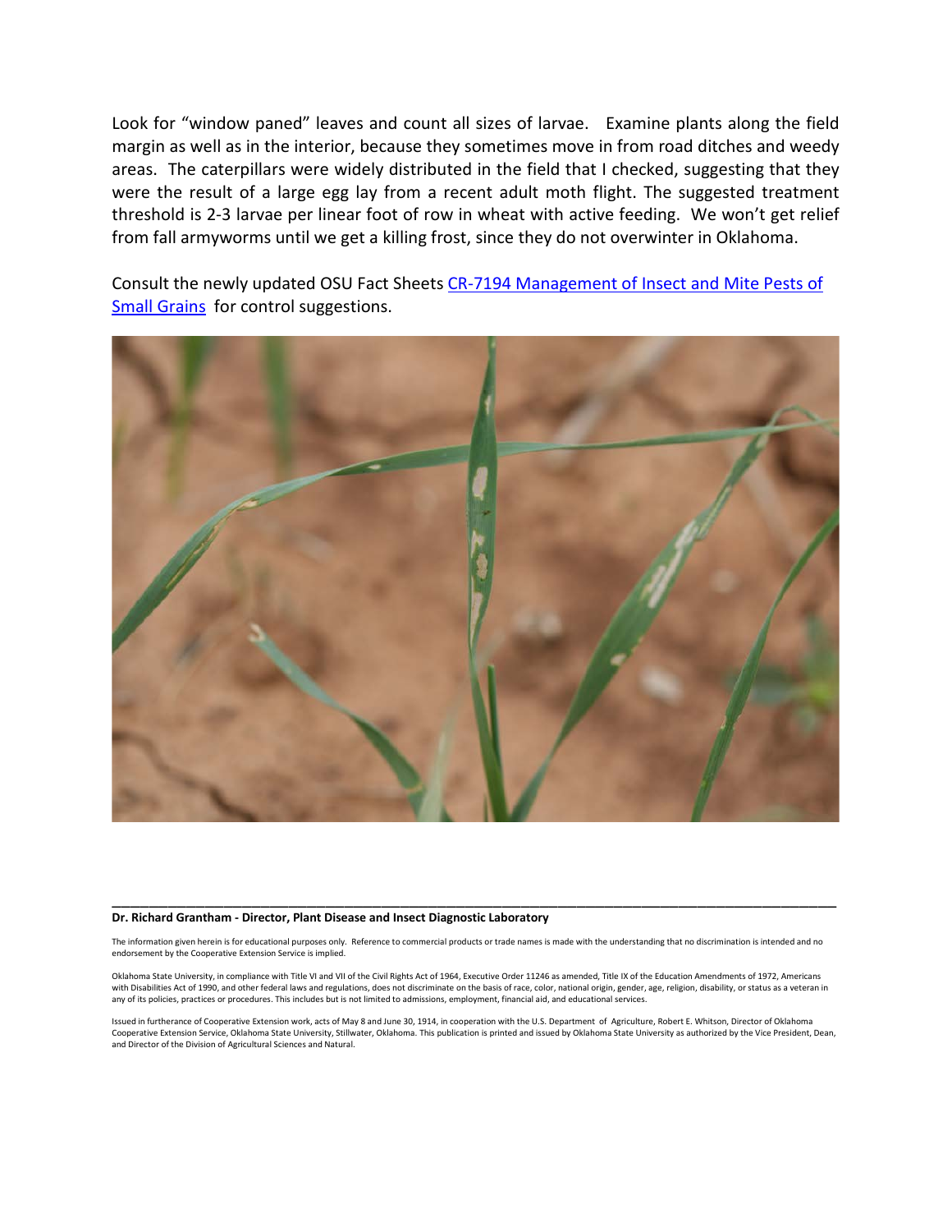Look for "window paned" leaves and count all sizes of larvae. Examine plants along the field margin as well as in the interior, because they sometimes move in from road ditches and weedy areas. The caterpillars were widely distributed in the field that I checked, suggesting that they were the result of a large egg lay from a recent adult moth flight. The suggested treatment threshold is 2-3 larvae per linear foot of row in wheat with active feeding. We won't get relief from fall armyworms until we get a killing frost, since they do not overwinter in Oklahoma.

Consult the newly updated OSU Fact Sheets [CR-7194 Management of Insect and Mite Pests of Small Grains] for control suggestions.

---

**Dr. Richard Grantham - Director, Plant Disease and Insect Diagnostic Laboratory**

The information given herein is for educational purposes only. Reference to commercial products or trade names is made with the understanding that no discrimination is intended and no endorsement by the Cooperative Extension Service is implied.

Oklahoma State University, in compliance with Title VI and VII of the Civil Rights Act of 1964, Executive Order 11246 as amended, Title IX of the Education Amendments of 1972, Americans with Disabilities Act of 1990, and other federal laws and regulations, does not discriminate on the basis of race, color, national origin, gender, age, religion, disability, or status as a veteran in any of its policies, practices or procedures. This includes but is not limited to admissions, employment, financial aid, and educational services.

Issued in furtherance of Cooperative Extension work, acts of May 8 and June 30, 1914, in cooperation with the U.S. Department of Agriculture, Robert E. Whitson, Director of Oklahoma Cooperative Extension Service, Oklahoma State University, Stillwater, Oklahoma. This publication is printed and issued by Oklahoma State University as authorized by the Vice President, Dean, and Director of the Division of Agricultural Sciences and Natural.